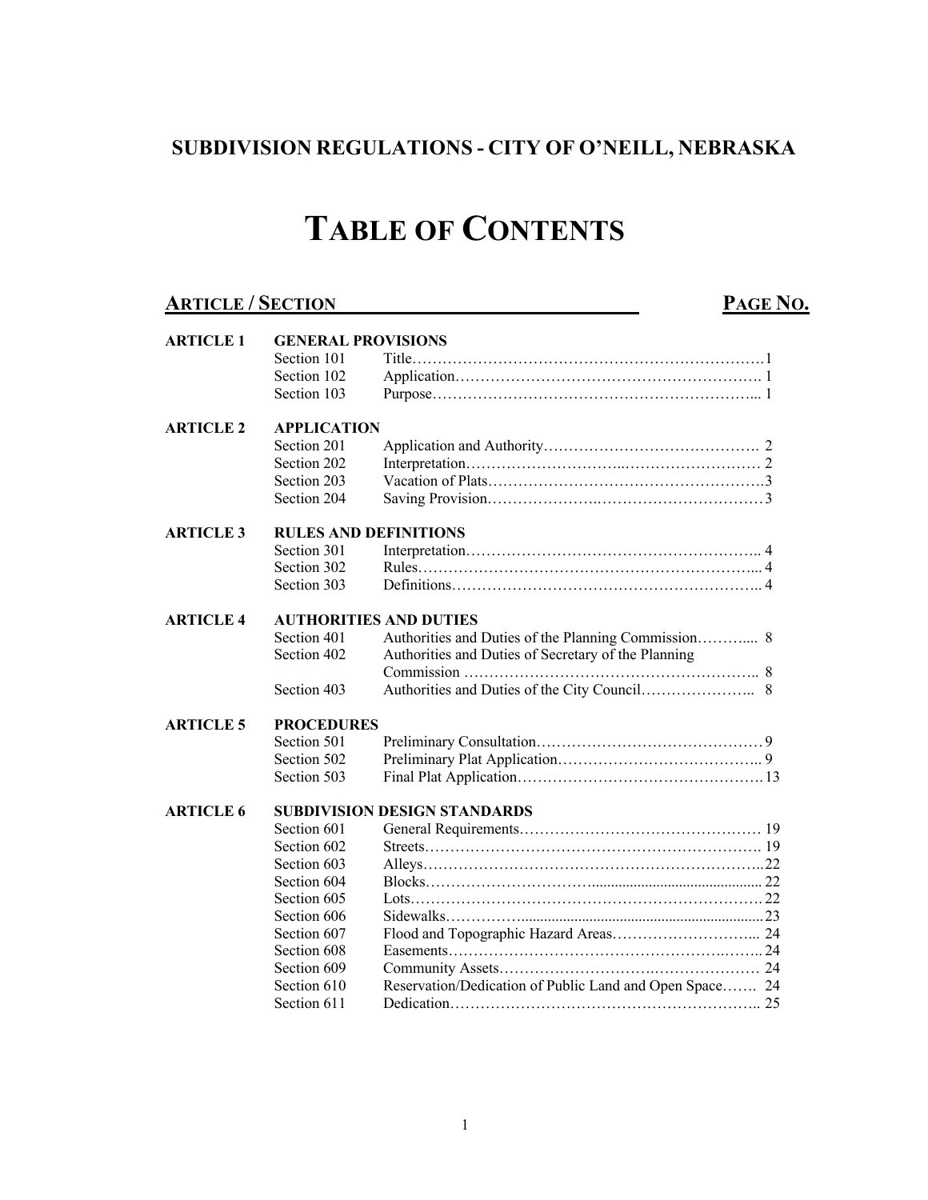## SUBDIVISION REGULATIONS - CITY OF O'NEILL, NEBRASKA

# TABLE OF CONTENTS

| ARTICLE / SECTION | | | PAGE NO. |
|---|---|---|---|
| **ARTICLE 1** | **GENERAL PROVISIONS** | | |
| | Section 101 | Title | 1 |
| | Section 102 | Application | 1 |
| | Section 103 | Purpose | 1 |
| **ARTICLE 2** | **APPLICATION** | | |
| | Section 201 | Application and Authority | 2 |
| | Section 202 | Interpretation | 2 |
| | Section 203 | Vacation of Plats | 3 |
| | Section 204 | Saving Provision | 3 |
| **ARTICLE 3** | **RULES AND DEFINITIONS** | | |
| | Section 301 | Interpretation | 4 |
| | Section 302 | Rules | 4 |
| | Section 303 | Definitions | 4 |
| **ARTICLE 4** | **AUTHORITIES AND DUTIES** | | |
| | Section 401 | Authorities and Duties of the Planning Commission | 8 |
| | Section 402 | Authorities and Duties of Secretary of the Planning Commission | 8 |
| | Section 403 | Authorities and Duties of the City Council | 8 |
| **ARTICLE 5** | **PROCEDURES** | | |
| | Section 501 | Preliminary Consultation | 9 |
| | Section 502 | Preliminary Plat Application | 9 |
| | Section 503 | Final Plat Application | 13 |
| **ARTICLE 6** | **SUBDIVISION DESIGN STANDARDS** | | |
| | Section 601 | General Requirements | 19 |
| | Section 602 | Streets | 19 |
| | Section 603 | Alleys | 22 |
| | Section 604 | Blocks | 22 |
| | Section 605 | Lots | 22 |
| | Section 606 | Sidewalks | 23 |
| | Section 607 | Flood and Topographic Hazard Areas | 24 |
| | Section 608 | Easements | 24 |
| | Section 609 | Community Assets | 24 |
| | Section 610 | Reservation/Dedication of Public Land and Open Space | 24 |
| | Section 611 | Dedication | 25 |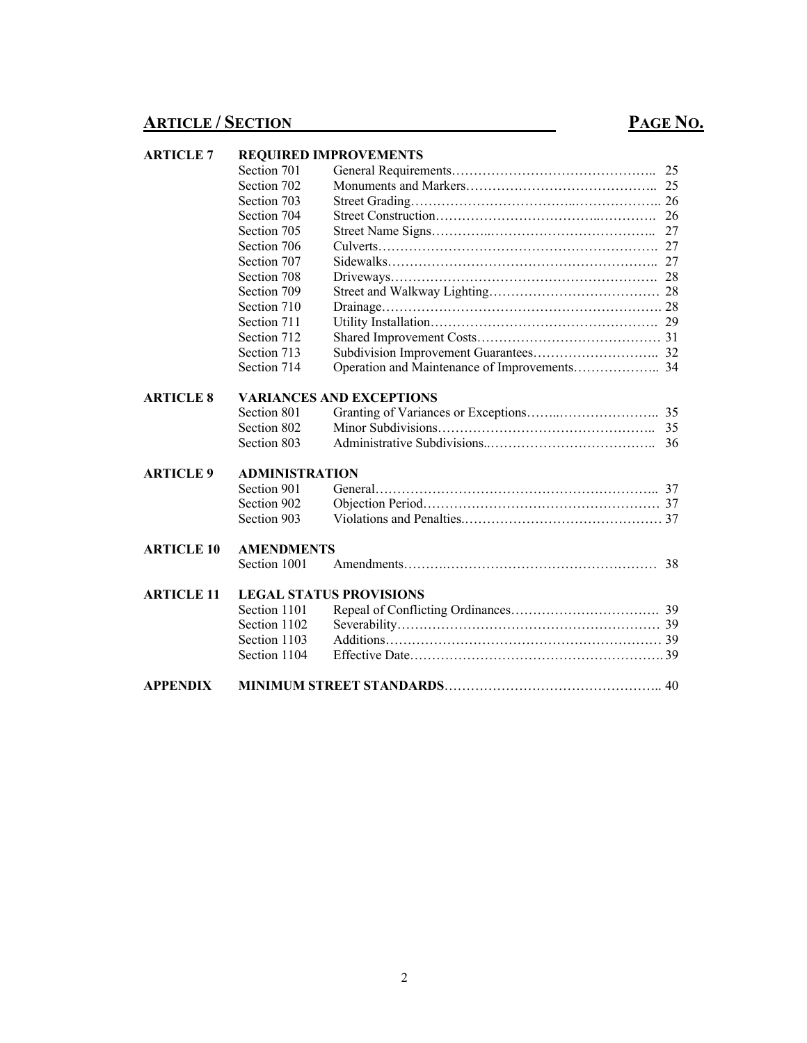| ARTICLE / SECTION | | | PAGE NO. |
|---|---|---|---|
| **ARTICLE 7** | **REQUIRED IMPROVEMENTS** | | |
| | Section 701 | General Requirements | 25 |
| | Section 702 | Monuments and Markers | 25 |
| | Section 703 | Street Grading | 26 |
| | Section 704 | Street Construction | 26 |
| | Section 705 | Street Name Signs | 27 |
| | Section 706 | Culverts | 27 |
| | Section 707 | Sidewalks | 27 |
| | Section 708 | Driveways | 28 |
| | Section 709 | Street and Walkway Lighting | 28 |
| | Section 710 | Drainage | 28 |
| | Section 711 | Utility Installation | 29 |
| | Section 712 | Shared Improvement Costs | 31 |
| | Section 713 | Subdivision Improvement Guarantees | 32 |
| | Section 714 | Operation and Maintenance of Improvements | 34 |
| **ARTICLE 8** | **VARIANCES AND EXCEPTIONS** | | |
| | Section 801 | Granting of Variances or Exceptions | 35 |
| | Section 802 | Minor Subdivisions | 35 |
| | Section 803 | Administrative Subdivisions | 36 |
| **ARTICLE 9** | **ADMINISTRATION** | | |
| | Section 901 | General | 37 |
| | Section 902 | Objection Period | 37 |
| | Section 903 | Violations and Penalties | 37 |
| **ARTICLE 10** | **AMENDMENTS** | | |
| | Section 1001 | Amendments | 38 |
| **ARTICLE 11** | **LEGAL STATUS PROVISIONS** | | |
| | Section 1101 | Repeal of Conflicting Ordinances | 39 |
| | Section 1102 | Severability | 39 |
| | Section 1103 | Additions | 39 |
| | Section 1104 | Effective Date | 39 |
| **APPENDIX** | **MINIMUM STREET STANDARDS** | | 40 |